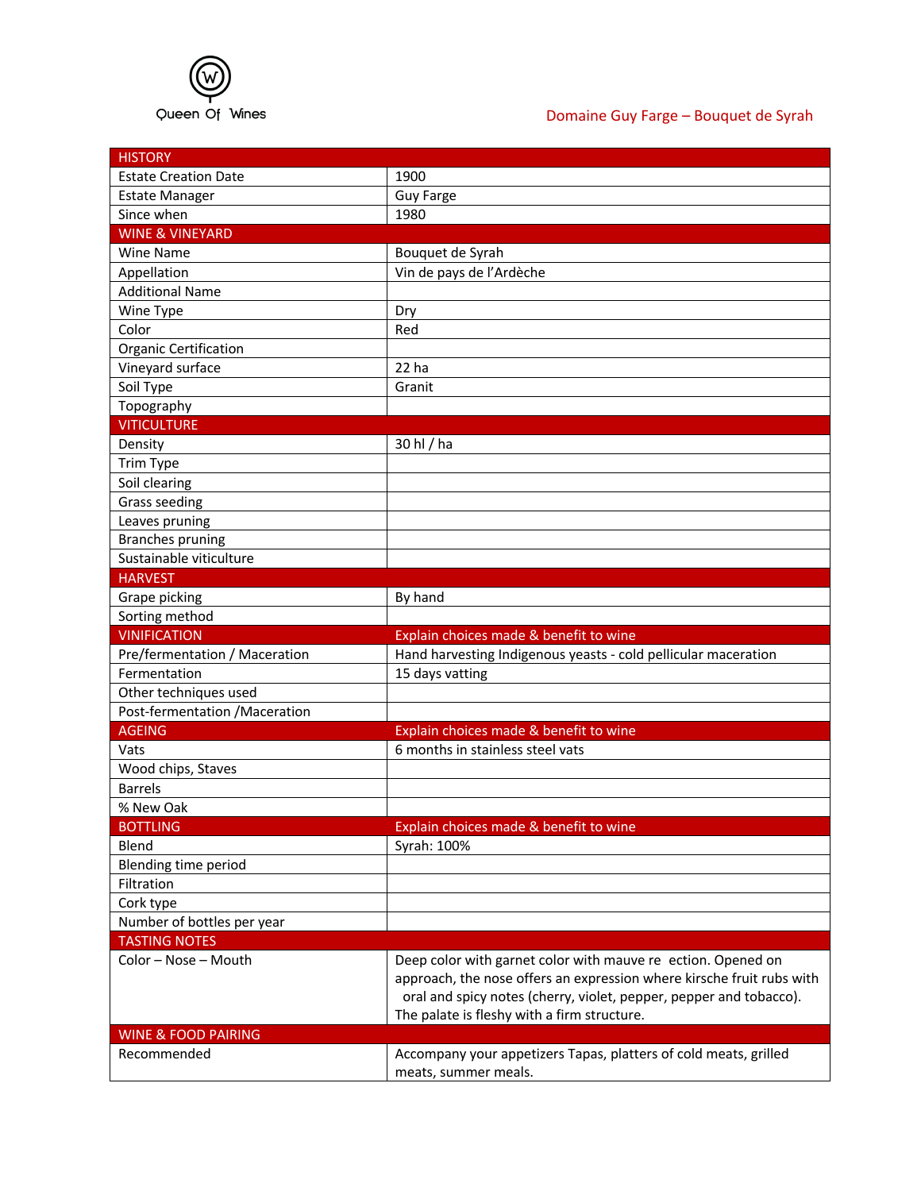Queen Of Wines

Domaine Guy Farge – Bouquet de Syrah

| HISTORY | |
|---|---|
| Estate Creation Date | 1900 |
| Estate Manager | Guy Farge |
| Since when | 1980 |
| **WINE & VINEYARD** | |
| Wine Name | Bouquet de Syrah |
| Appellation | Vin de pays de l'Ardèche |
| Additional Name | |
| Wine Type | Dry |
| Color | Red |
| Organic Certification | |
| Vineyard surface | 22 ha |
| Soil Type | Granit |
| Topography | |
| **VITICULTURE** | |
| Density | 30 hl / ha |
| Trim Type | |
| Soil clearing | |
| Grass seeding | |
| Leaves pruning | |
| Branches pruning | |
| Sustainable viticulture | |
| **HARVEST** | |
| Grape picking | By hand |
| Sorting method | |
| **VINIFICATION** | **Explain choices made & benefit to wine** |
| Pre/fermentation / Maceration | Hand harvesting Indigenous yeasts - cold pellicular maceration |
| Fermentation | 15 days vatting |
| Other techniques used | |
| Post-fermentation /Maceration | |
| **AGEING** | **Explain choices made & benefit to wine** |
| Vats | 6 months in stainless steel vats |
| Wood chips, Staves | |
| Barrels | |
| % New Oak | |
| **BOTTLING** | **Explain choices made & benefit to wine** |
| Blend | Syrah: 100% |
| Blending time period | |
| Filtration | |
| Cork type | |
| Number of bottles per year | |
| **TASTING NOTES** | |
| Color – Nose – Mouth | Deep color with garnet color with mauve re ection. Opened on approach, the nose offers an expression where kirsche fruit rubs with oral and spicy notes (cherry, violet, pepper, pepper and tobacco). The palate is fleshy with a firm structure. |
| **WINE & FOOD PAIRING** | |
| Recommended | Accompany your appetizers Tapas, platters of cold meats, grilled meats, summer meals. |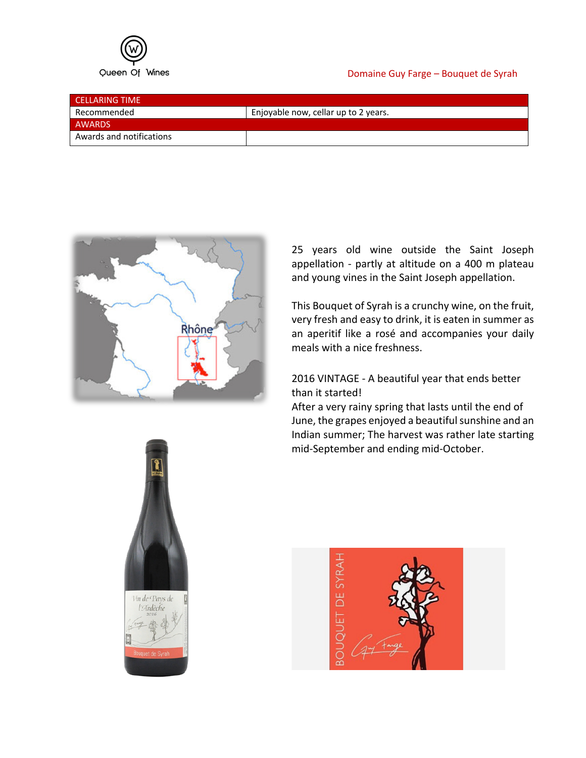| | |
|---|---|
| CELLARING TIME | |
| Recommended | Enjoyable now, cellar up to 2 years. |
| AWARDS | |
| Awards and notifications | |

25 years old wine outside the Saint Joseph appellation - partly at altitude on a 400 m plateau and young vines in the Saint Joseph appellation.

This Bouquet of Syrah is a crunchy wine, on the fruit, very fresh and easy to drink, it is eaten in summer as an aperitif like a rosé and accompanies your daily meals with a nice freshness.

2016 VINTAGE - A beautiful year that ends better than it started!
After a very rainy spring that lasts until the end of June, the grapes enjoyed a beautiful sunshine and an Indian summer; The harvest was rather late starting mid-September and ending mid-October.